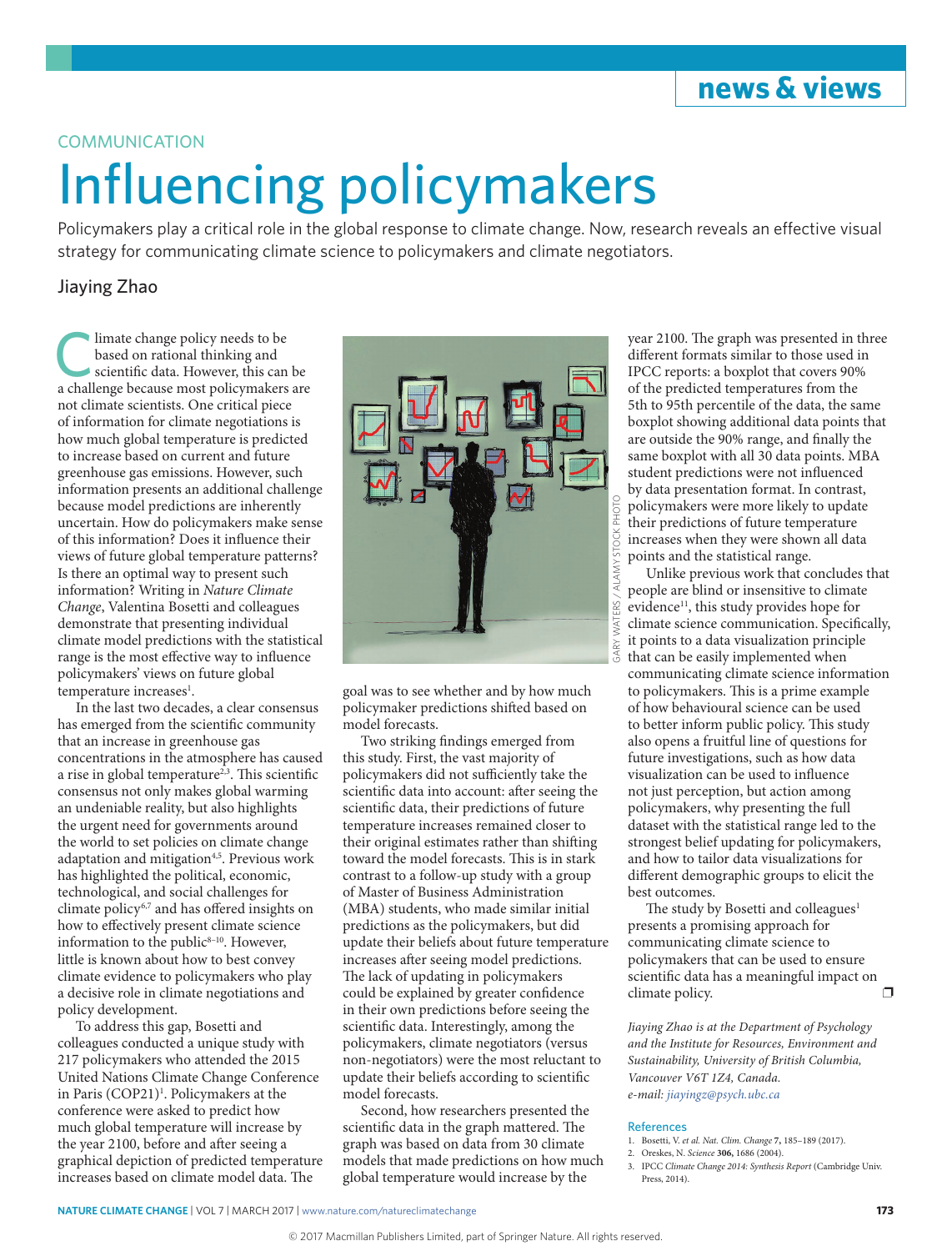news & views

COMMUNICATION

# Influencing policymakers

Policymakers play a critical role in the global response to climate change. Now, research reveals an effective visual strategy for communicating climate science to policymakers and climate negotiators.

Jiaying Zhao

Climate change policy needs to be based on rational thinking and scientific data. However, this can be a challenge because most policymakers are not climate scientists. One critical piece of information for climate negotiations is how much global temperature is predicted to increase based on current and future greenhouse gas emissions. However, such information presents an additional challenge because model predictions are inherently uncertain. How do policymakers make sense of this information? Does it influence their views of future global temperature patterns? Is there an optimal way to present such information? Writing in *Nature Climate Change*, Valentina Bosetti and colleagues demonstrate that presenting individual climate model predictions with the statistical range is the most effective way to influence policymakers' views on future global temperature increases[1].

In the last two decades, a clear consensus has emerged from the scientific community that an increase in greenhouse gas concentrations in the atmosphere has caused a rise in global temperature[2,3]. This scientific consensus not only makes global warming an undeniable reality, but also highlights the urgent need for governments around the world to set policies on climate change adaptation and mitigation[4,5]. Previous work has highlighted the political, economic, technological, and social challenges for climate policy[6,7] and has offered insights on how to effectively present climate science information to the public[8–10]. However, little is known about how to best convey climate evidence to policymakers who play a decisive role in climate negotiations and policy development.

To address this gap, Bosetti and colleagues conducted a unique study with 217 policymakers who attended the 2015 United Nations Climate Change Conference in Paris (COP21)[1]. Policymakers at the conference were asked to predict how much global temperature will increase by the year 2100, before and after seeing a graphical depiction of predicted temperature increases based on climate model data. The goal was to see whether and by how much policymaker predictions shifted based on model forecasts.

GARY WATERS / ALAMY STOCK PHOTO

Two striking findings emerged from this study. First, the vast majority of policymakers did not sufficiently take the scientific data into account: after seeing the scientific data, their predictions of future temperature increases remained closer to their original estimates rather than shifting toward the model forecasts. This is in stark contrast to a follow-up study with a group of Master of Business Administration (MBA) students, who made similar initial predictions as the policymakers, but did update their beliefs about future temperature increases after seeing model predictions. The lack of updating in policymakers could be explained by greater confidence in their own predictions before seeing the scientific data. Interestingly, among the policymakers, climate negotiators (versus non-negotiators) were the most reluctant to update their beliefs according to scientific model forecasts.

Second, how researchers presented the scientific data in the graph mattered. The graph was based on data from 30 climate models that made predictions on how much global temperature would increase by the year 2100. The graph was presented in three different formats similar to those used in IPCC reports: a boxplot that covers 90% of the predicted temperatures from the 5th to 95th percentile of the data, the same boxplot showing additional data points that are outside the 90% range, and finally the same boxplot with all 30 data points. MBA student predictions were not influenced by data presentation format. In contrast, policymakers were more likely to update their predictions of future temperature increases when they were shown all data points and the statistical range.

Unlike previous work that concludes that people are blind or insensitive to climate evidence[11], this study provides hope for climate science communication. Specifically, it points to a data visualization principle that can be easily implemented when communicating climate science information to policymakers. This is a prime example of how behavioural science can be used to better inform public policy. This study also opens a fruitful line of questions for future investigations, such as how data visualization can be used to influence not just perception, but action among policymakers, why presenting the full dataset with the statistical range led to the strongest belief updating for policymakers, and how to tailor data visualizations for different demographic groups to elicit the best outcomes.

The study by Bosetti and colleagues[1] presents a promising approach for communicating climate science to policymakers that can be used to ensure scientific data has a meaningful impact on climate policy. ❐

*Jiaying Zhao is at the Department of Psychology and the Institute for Resources, Environment and Sustainability, University of British Columbia, Vancouver V6T 1Z4, Canada.*
*e-mail: jiayingz@psych.ubc.ca*

## References

1. Bosetti, V. *et al. Nat. Clim. Change* **7,** 185–189 (2017).
2. Oreskes, N. *Science* **306,** 1686 (2004).
3. IPCC *Climate Change 2014: Synthesis Report* (Cambridge Univ. Press, 2014).

© 2017 Macmillan Publishers Limited, part of Springer Nature. All rights reserved.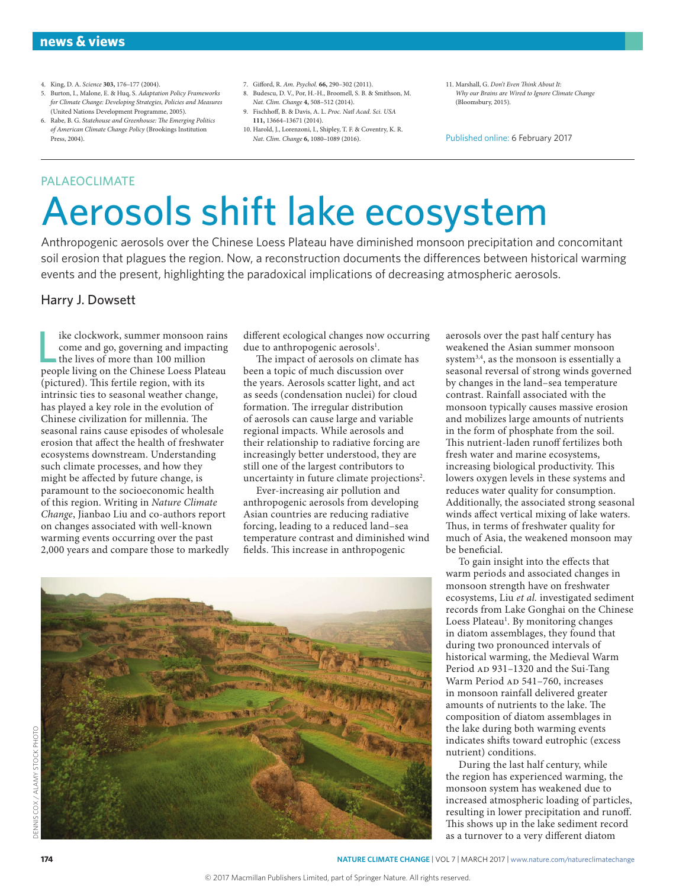4. King, D. A. *Science* **303,** 176–177 (2004).
5. Burton, I., Malone, E. & Huq, S. *Adaptation Policy Frameworks for Climate Change: Developing Strategies, Policies and Measures* (United Nations Development Programme, 2005).
6. Rabe, B. G. *Statehouse and Greenhouse: The Emerging Politics of American Climate Change Policy* (Brookings Institution Press, 2004).
7. Gifford, R. *Am. Psychol.* **66,** 290–302 (2011).
8. Budescu, D. V., Por, H.-H., Broomell, S. B. & Smithson, M. *Nat. Clim. Change* **4,** 508–512 (2014).
9. Fischhoff, B. & Davis, A. L. *Proc. Natl Acad. Sci. USA* **111,** 13664–13671 (2014).
10. Harold, J., Lorenzoni, I., Shipley, T. F. & Coventry, K. R. *Nat. Clim. Change* **6,** 1080–1089 (2016).
11. Marshall, G. *Don't Even Think About It: Why our Brains are Wired to Ignore Climate Change* (Bloomsbury, 2015).

Published online: 6 February 2017

PALAEOCLIMATE

# Aerosols shift lake ecosystem

Anthropogenic aerosols over the Chinese Loess Plateau have diminished monsoon precipitation and concomitant soil erosion that plagues the region. Now, a reconstruction documents the differences between historical warming events and the present, highlighting the paradoxical implications of decreasing atmospheric aerosols.

## Harry J. Dowsett

Like clockwork, summer monsoon rains come and go, governing and impacting the lives of more than 100 million people living on the Chinese Loess Plateau (pictured). This fertile region, with its intrinsic ties to seasonal weather change, has played a key role in the evolution of Chinese civilization for millennia. The seasonal rains cause episodes of wholesale erosion that affect the health of freshwater ecosystems downstream. Understanding such climate processes, and how they might be affected by future change, is paramount to the socioeconomic health of this region. Writing in *Nature Climate Change*, Jianbao Liu and co-authors report on changes associated with well-known warming events occurring over the past 2,000 years and compare those to markedly different ecological changes now occurring due to anthropogenic aerosols[1].

The impact of aerosols on climate has been a topic of much discussion over the years. Aerosols scatter light, and act as seeds (condensation nuclei) for cloud formation. The irregular distribution of aerosols can cause large and variable regional impacts. While aerosols and their relationship to radiative forcing are increasingly better understood, they are still one of the largest contributors to uncertainty in future climate projections[2].

Ever-increasing air pollution and anthropogenic aerosols from developing Asian countries are reducing radiative forcing, leading to a reduced land–sea temperature contrast and diminished wind fields. This increase in anthropogenic aerosols over the past half century has weakened the Asian summer monsoon system[3,4], as the monsoon is essentially a seasonal reversal of strong winds governed by changes in the land–sea temperature contrast. Rainfall associated with the monsoon typically causes massive erosion and mobilizes large amounts of nutrients in the form of phosphate from the soil. This nutrient-laden runoff fertilizes both fresh water and marine ecosystems, increasing biological productivity. This lowers oxygen levels in these systems and reduces water quality for consumption. Additionally, the associated strong seasonal winds affect vertical mixing of lake waters. Thus, in terms of freshwater quality for much of Asia, the weakened monsoon may be beneficial.

DENNIS COX / ALAMY STOCK PHOTO

To gain insight into the effects that warm periods and associated changes in monsoon strength have on freshwater ecosystems, Liu *et al.* investigated sediment records from Lake Gonghai on the Chinese Loess Plateau[1]. By monitoring changes in diatom assemblages, they found that during two pronounced intervals of historical warming, the Medieval Warm Period AD 931–1320 and the Sui-Tang Warm Period AD 541–760, increases in monsoon rainfall delivered greater amounts of nutrients to the lake. The composition of diatom assemblages in the lake during both warming events indicates shifts toward eutrophic (excess nutrient) conditions.

During the last half century, while the region has experienced warming, the monsoon system has weakened due to increased atmospheric loading of particles, resulting in lower precipitation and runoff. This shows up in the lake sediment record as a turnover to a very different diatom